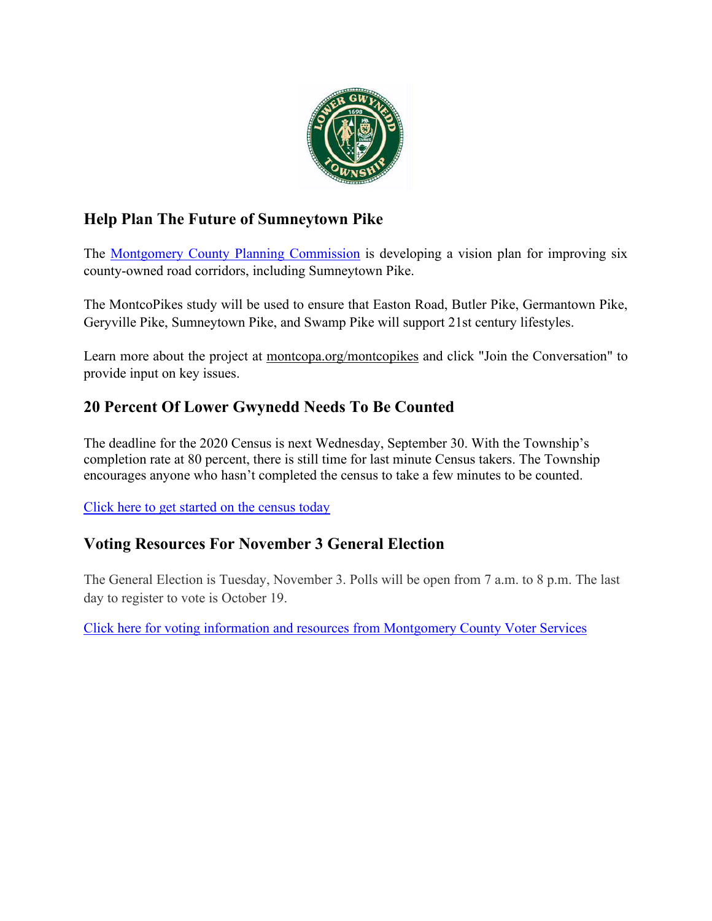## Help Plan The Future of Sumneytown Pike

The Montgomery County Planning Commission is developing a vision plan for improving six county-owned road corridors, including Sumneytown Pike.

The MontcoPikes study will be used to ensure that Easton Road, Butler Pike, Germantown Pike, Geryville Pike, Sumneytown Pike, and Swamp Pike will support 21st century lifestyles.

Learn more about the project at montcopa.org/montcopikes and click "Join the Conversation" to provide input on key issues.

## 20 Percent Of Lower Gwynedd Needs To Be Counted

The deadline for the 2020 Census is next Wednesday, September 30. With the Township's completion rate at 80 percent, there is still time for last minute Census takers. The Township encourages anyone who hasn't completed the census to take a few minutes to be counted.

Click here to get started on the census today

## Voting Resources For November 3 General Election

The General Election is Tuesday, November 3. Polls will be open from 7 a.m. to 8 p.m. The last day to register to vote is October 19.

Click here for voting information and resources from Montgomery County Voter Services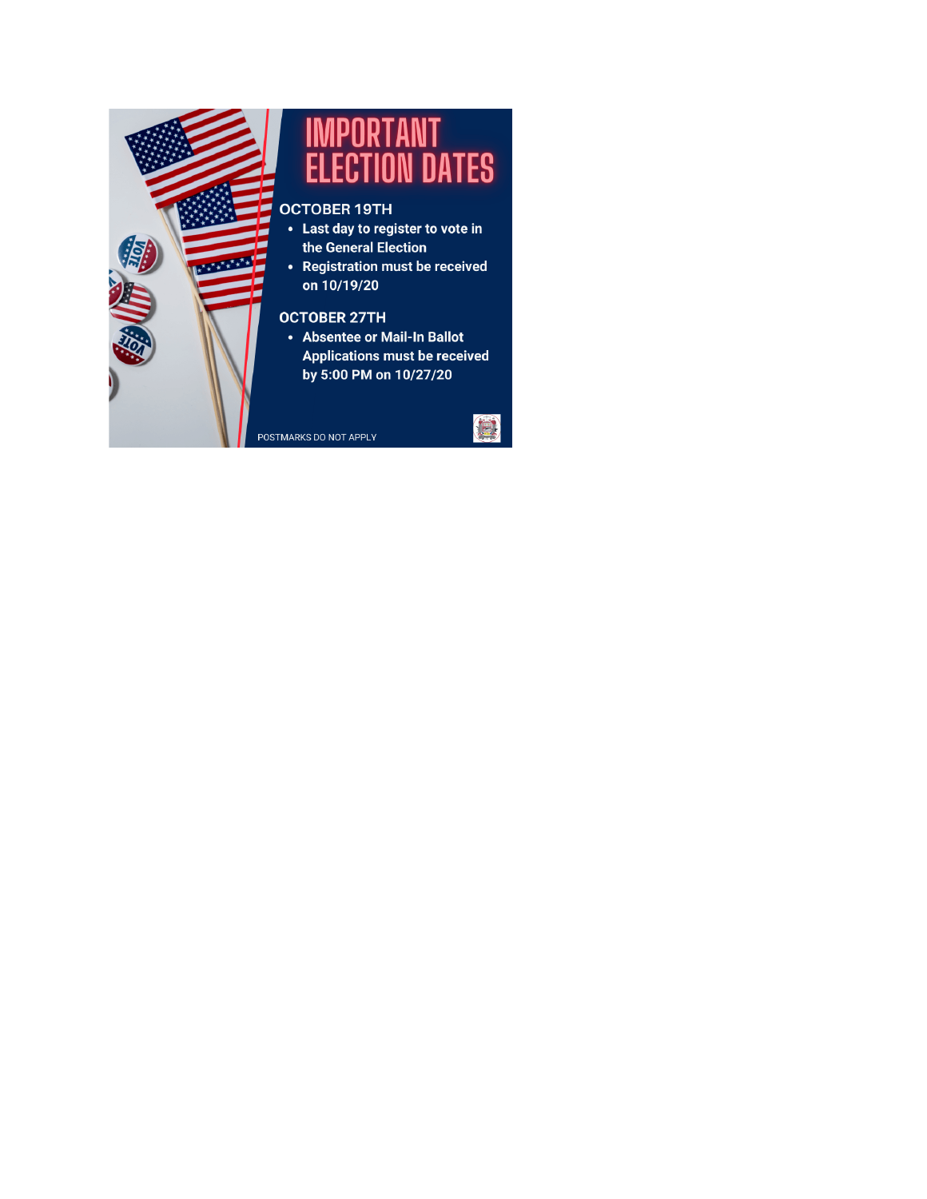# IMPORTANT ELECTION DATES

**OCTOBER 19TH**

- **Last day to register to vote in the General Election**
- **Registration must be received on 10/19/20**

**OCTOBER 27TH**

- **Absentee or Mail-In Ballot Applications must be received by 5:00 PM on 10/27/20**

POSTMARKS DO NOT APPLY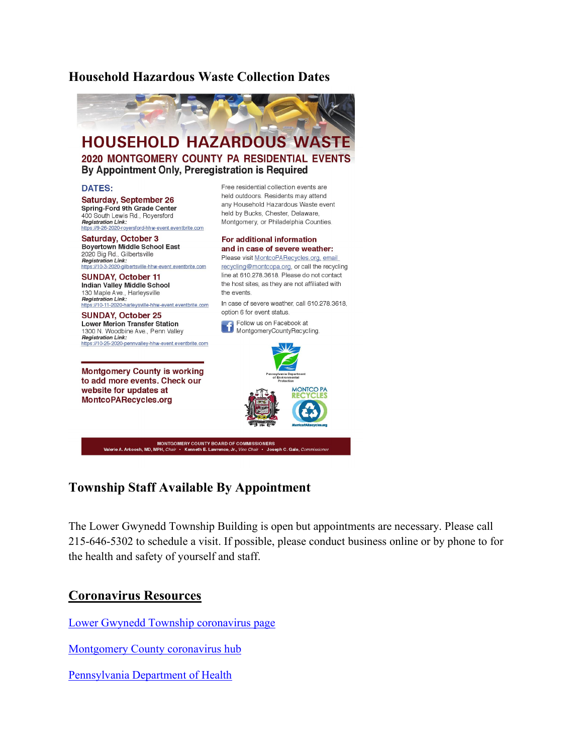## Household Hazardous Waste Collection Dates

# HOUSEHOLD HAZARDOUS WASTE

### 2020 MONTGOMERY COUNTY PA RESIDENTIAL EVENTS

**By Appointment Only, Preregistration is Required**

**DATES:**

**Saturday, September 26**
**Spring-Ford 9th Grade Center**
400 South Lewis Rd., Royersford
***Registration Link:***
https://9-26-2020-royersford-hhw-event.eventbrite.com

**Saturday, October 3**
**Boyertown Middle School East**
2020 Big Rd., Gilbertsville
***Registration Link:***
https://10-3-2020-gilbertsville-hhw-event.eventbrite.com

**SUNDAY, October 11**
**Indian Valley Middle School**
130 Maple Ave., Harleysville
***Registration Link:***
https://10-11-2020-harleysville-hhw-event.eventbrite.com

**SUNDAY, October 25**
**Lower Merion Transfer Station**
1300 N. Woodbine Ave., Penn Valley
***Registration Link:***
https://10-25-2020-pennvalley-hhw-event.eventbrite.com

**Montgomery County is working to add more events. Check our website for updates at MontcoPARecycles.org**

Free residential collection events are held outdoors. Residents may attend any Household Hazardous Waste event held by Bucks, Chester, Delaware, Montgomery, or Philadelphia Counties.

**For additional information and in case of severe weather:**
Please visit MontcoPARecycles.org, email recycling@montcopa.org, or call the recycling line at 610.278.3618. Please do not contact the host sites, as they are not affiliated with the events.

In case of severe weather, call 610.278.3618, option 6 for event status.

Follow us on Facebook at MontgomeryCountyRecycling.

Pennsylvania Department of Environmental Protection

MONTCO PA RECYCLES
MontcoPARecycles.org

**MONTGOMERY COUNTY BOARD OF COMMISSIONERS**
Valerie A. Arkoosh, MD, MPH, *Chair* • Kenneth E. Lawrence, Jr., *Vice Chair* • Joseph C. Gale, *Commissioner*

## Township Staff Available By Appointment

The Lower Gwynedd Township Building is open but appointments are necessary. Please call 215-646-5302 to schedule a visit. If possible, please conduct business online or by phone to for the health and safety of yourself and staff.

## Coronavirus Resources

Lower Gwynedd Township coronavirus page

Montgomery County coronavirus hub

Pennsylvania Department of Health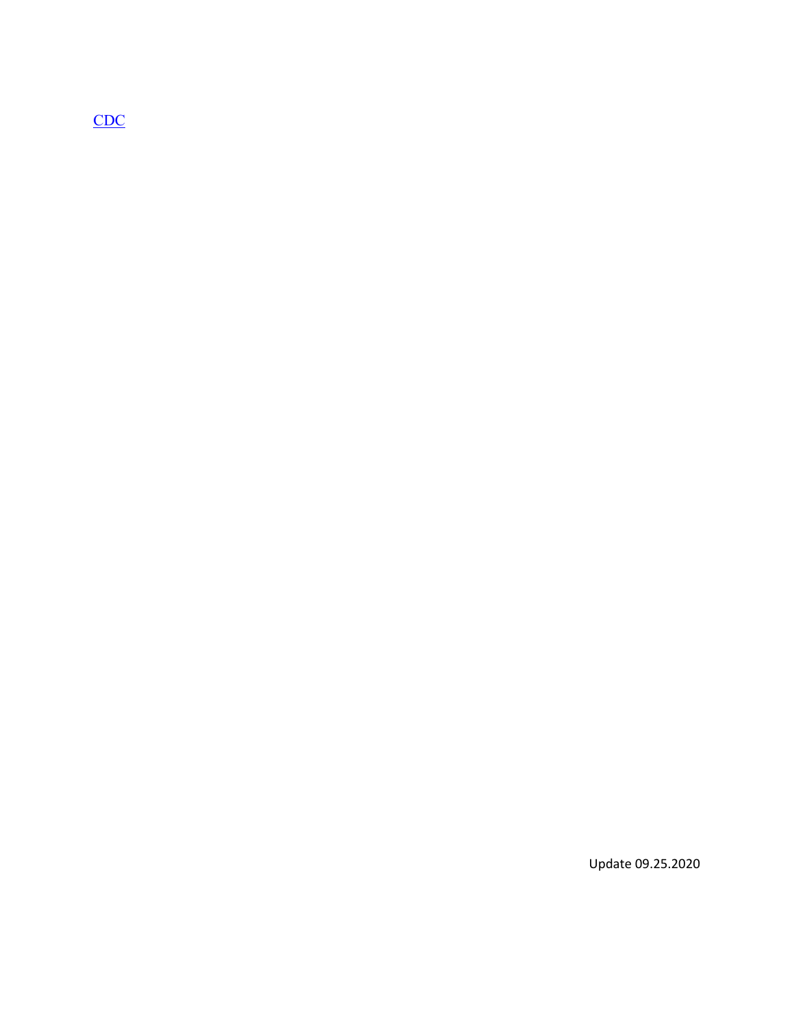[CDC]

Update 09.25.2020